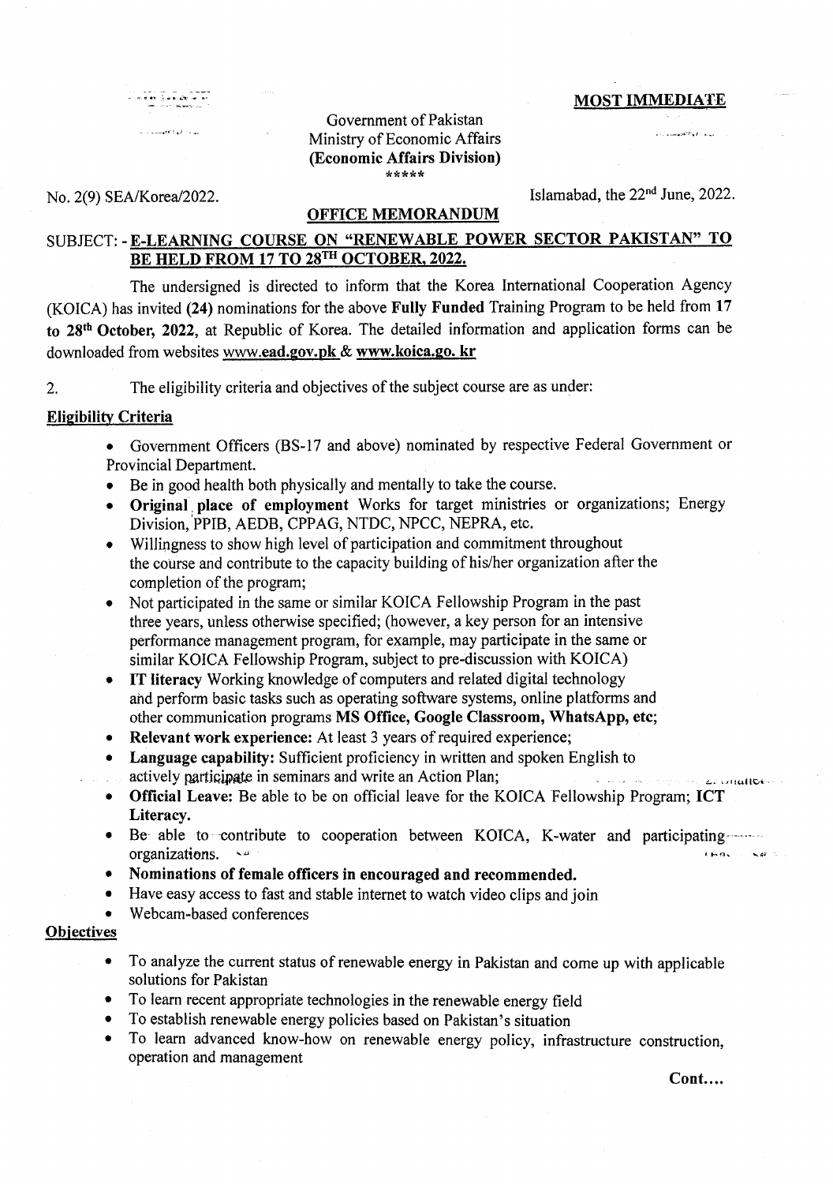**MOST IMMEDIATE**

Government of Pakistan
Ministry of Economic Affairs
**(Economic Affairs Division)**
\*\*\*\*\*

No. 2(9) SEA/Korea/2022.

Islamabad, the 22nd June, 2022.

**OFFICE MEMORANDUM**

SUBJECT: - **E-LEARNING COURSE ON "RENEWABLE POWER SECTOR PAKISTAN" TO BE HELD FROM 17 TO 28TH OCTOBER, 2022.**

The undersigned is directed to inform that the Korea International Cooperation Agency (KOICA) has invited **(24)** nominations for the above **Fully Funded** Training Program to be held from **17 to 28th October, 2022**, at Republic of Korea. The detailed information and application forms can be downloaded from websites www.ead.gov.pk & www.koica.go. kr

2. The eligibility criteria and objectives of the subject course are as under:

**Eligibility Criteria**

- Government Officers (BS-17 and above) nominated by respective Federal Government or Provincial Department.
- Be in good health both physically and mentally to take the course.
- **Original place of employment** Works for target ministries or organizations; Energy Division, PPIB, AEDB, CPPAG, NTDC, NPCC, NEPRA, etc.
- Willingness to show high level of participation and commitment throughout the course and contribute to the capacity building of his/her organization after the completion of the program;
- Not participated in the same or similar KOICA Fellowship Program in the past three years, unless otherwise specified; (however, a key person for an intensive performance management program, for example, may participate in the same or similar KOICA Fellowship Program, subject to pre-discussion with KOICA)
- **IT literacy** Working knowledge of computers and related digital technology and perform basic tasks such as operating software systems, online platforms and other communication programs **MS Office, Google Classroom, WhatsApp, etc**;
- **Relevant work experience:** At least 3 years of required experience;
- **Language capability:** Sufficient proficiency in written and spoken English to actively participate in seminars and write an Action Plan;
- **Official Leave:** Be able to be on official leave for the KOICA Fellowship Program; **ICT Literacy.**
- Be able to contribute to cooperation between KOICA, K-water and participating organizations.
- **Nominations of female officers in encouraged and recommended.**
- Have easy access to fast and stable internet to watch video clips and join
- Webcam-based conferences

**Objectives**

- To analyze the current status of renewable energy in Pakistan and come up with applicable solutions for Pakistan
- To learn recent appropriate technologies in the renewable energy field
- To establish renewable energy policies based on Pakistan's situation
- To learn advanced know-how on renewable energy policy, infrastructure construction, operation and management

**Cont….**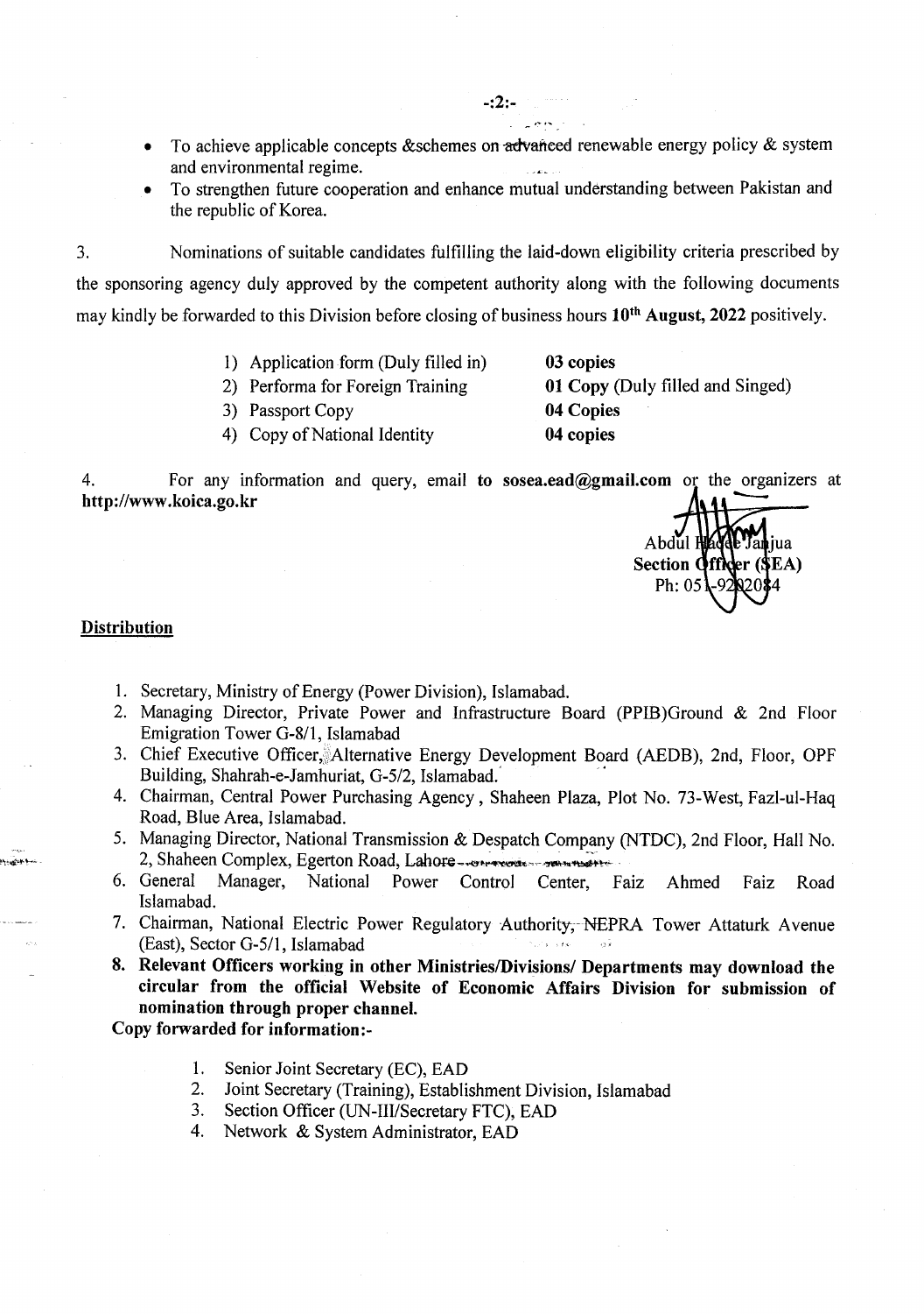- To achieve applicable concepts &schemes on advanced renewable energy policy & system and environmental regime.
- To strengthen future cooperation and enhance mutual understanding between Pakistan and the republic of Korea.

3. Nominations of suitable candidates fulfilling the laid-down eligibility criteria prescribed by the sponsoring agency duly approved by the competent authority along with the following documents may kindly be forwarded to this Division before closing of business hours **10th August, 2022** positively.

| | |
|---|---|
| 1) Application form (Duly filled in) | **03 copies** |
| 2) Performa for Foreign Training | **01 Copy** (Duly filled and Singed) |
| 3) Passport Copy | **04 Copies** |
| 4) Copy of National Identity | **04 copies** |

4. For any information and query, email **to sosea.ead@gmail.com** or the organizers at **http://www.koica.go.kr**

Abdul Hadee Janjua
**Section Officer (SEA)**
Ph: 051-9202084

**Distribution**

1. Secretary, Ministry of Energy (Power Division), Islamabad.
2. Managing Director, Private Power and Infrastructure Board (PPIB)Ground & 2nd Floor Emigration Tower G-8/1, Islamabad
3. Chief Executive Officer, Alternative Energy Development Board (AEDB), 2nd, Floor, OPF Building, Shahrah-e-Jamhuriat, G-5/2, Islamabad.
4. Chairman, Central Power Purchasing Agency , Shaheen Plaza, Plot No. 73-West, Fazl-ul-Haq Road, Blue Area, Islamabad.
5. Managing Director, National Transmission & Despatch Company (NTDC), 2nd Floor, Hall No. 2, Shaheen Complex, Egerton Road, Lahore
6. General Manager, National Power Control Center, Faiz Ahmed Faiz Road Islamabad.
7. Chairman, National Electric Power Regulatory Authority, NEPRA Tower Attaturk Avenue (East), Sector G-5/1, Islamabad
8. **Relevant Officers working in other Ministries/Divisions/ Departments may download the circular from the official Website of Economic Affairs Division for submission of nomination through proper channel.**

**Copy forwarded for information:-**

1. Senior Joint Secretary (EC), EAD
2. Joint Secretary (Training), Establishment Division, Islamabad
3. Section Officer (UN-III/Secretary FTC), EAD
4. Network & System Administrator, EAD